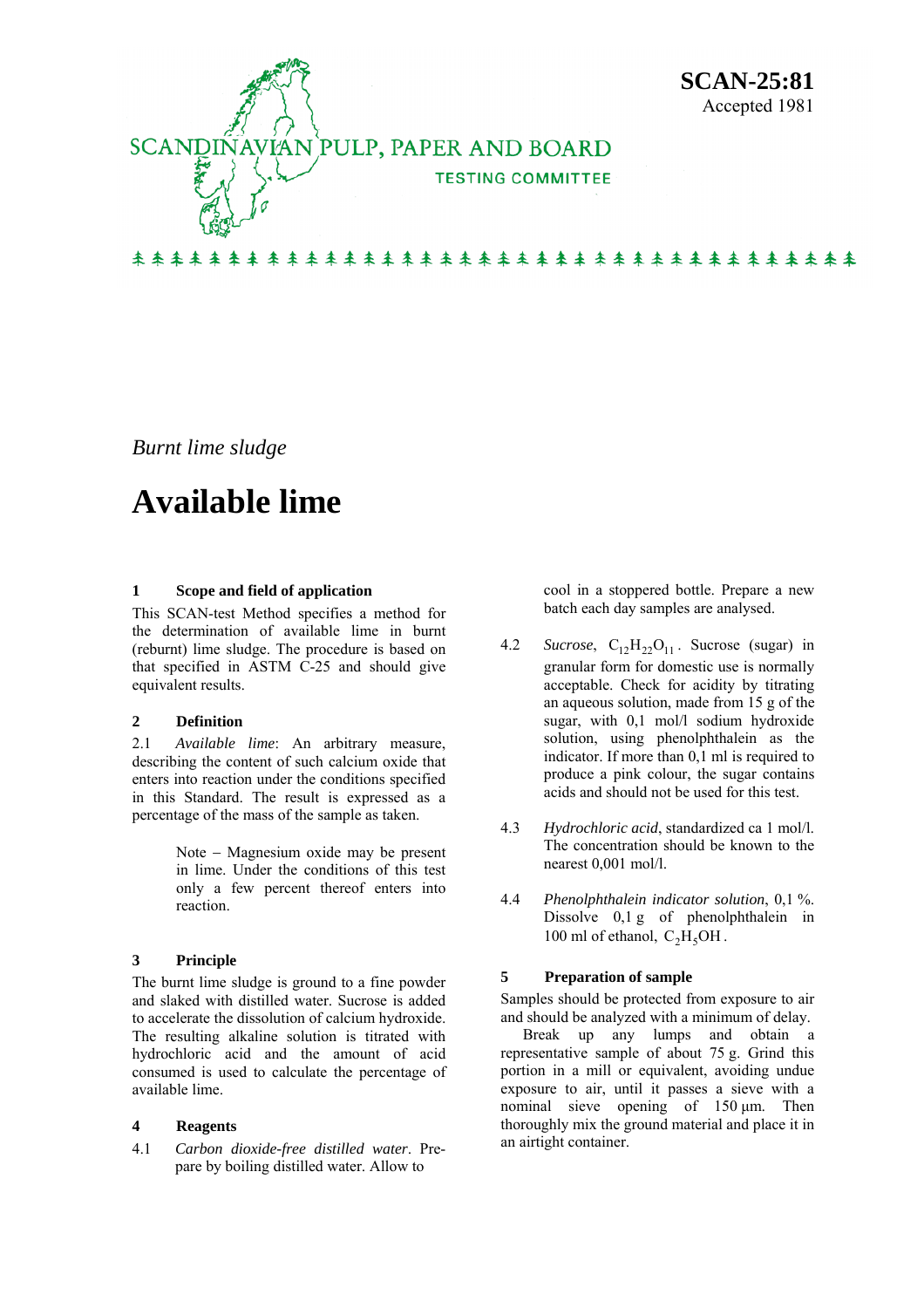SCANDINAVIAN PULP, PAPER AND BOARD

TESTING COMMITTEE

**SCAN-25:81**
Accepted 1981

*Burnt lime sludge*

# Available lime

## 1 Scope and field of application

This SCAN-test Method specifies a method for the determination of available lime in burnt (reburnt) lime sludge. The procedure is based on that specified in ASTM C-25 and should give equivalent results.

## 2 Definition

2.1 *Available lime*: An arbitrary measure, describing the content of such calcium oxide that enters into reaction under the conditions specified in this Standard. The result is expressed as a percentage of the mass of the sample as taken.

> Note – Magnesium oxide may be present in lime. Under the conditions of this test only a few percent thereof enters into reaction.

## 3 Principle

The burnt lime sludge is ground to a fine powder and slaked with distilled water. Sucrose is added to accelerate the dissolution of calcium hydroxide. The resulting alkaline solution is titrated with hydrochloric acid and the amount of acid consumed is used to calculate the percentage of available lime.

## 4 Reagents

4.1 *Carbon dioxide-free distilled water*. Prepare by boiling distilled water. Allow to cool in a stoppered bottle. Prepare a new batch each day samples are analysed.

4.2 *Sucrose*, $C_{12}H_{22}O_{11}$. Sucrose (sugar) in granular form for domestic use is normally acceptable. Check for acidity by titrating an aqueous solution, made from 15 g of the sugar, with 0,1 mol/l sodium hydroxide solution, using phenolphthalein as the indicator. If more than 0,1 ml is required to produce a pink colour, the sugar contains acids and should not be used for this test.

4.3 *Hydrochloric acid*, standardized ca 1 mol/l. The concentration should be known to the nearest 0,001 mol/l.

4.4 *Phenolphthalein indicator solution*, 0,1 %. Dissolve 0,1 g of phenolphthalein in 100 ml of ethanol, $C_2H_5OH$.

## 5 Preparation of sample

Samples should be protected from exposure to air and should be analyzed with a minimum of delay.

Break up any lumps and obtain a representative sample of about 75 g. Grind this portion in a mill or equivalent, avoiding undue exposure to air, until it passes a sieve with a nominal sieve opening of 150 µm. Then thoroughly mix the ground material and place it in an airtight container.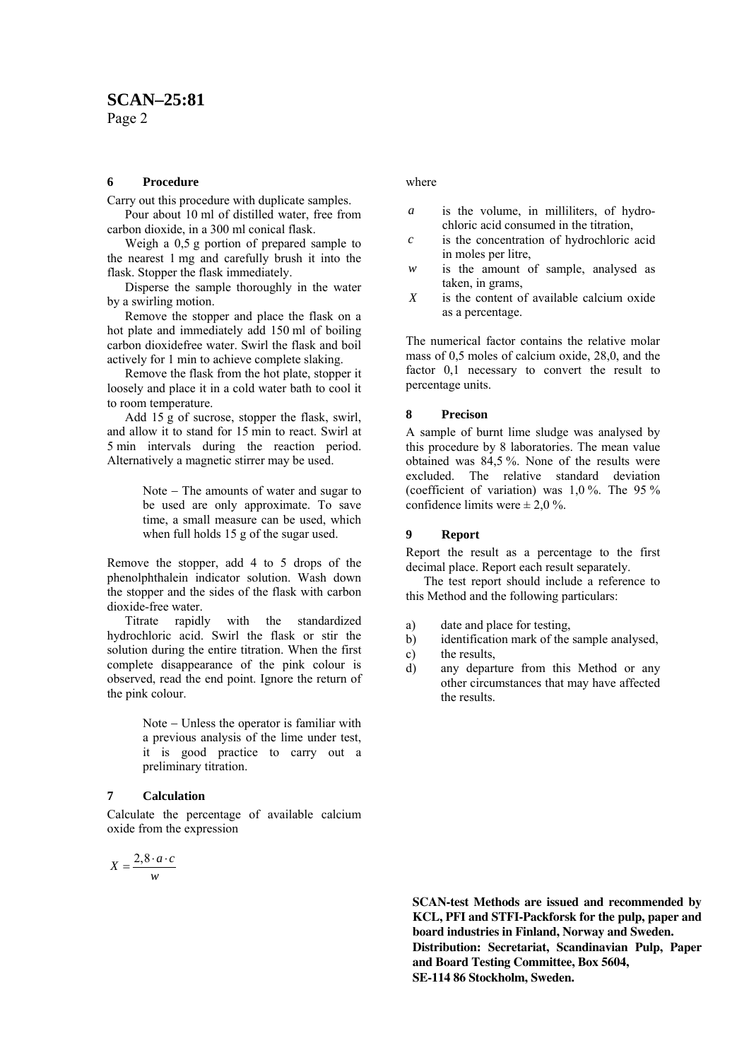## 6 Procedure

Carry out this procedure with duplicate samples.

Pour about 10 ml of distilled water, free from carbon dioxide, in a 300 ml conical flask.

Weigh a 0,5 g portion of prepared sample to the nearest 1 mg and carefully brush it into the flask. Stopper the flask immediately.

Disperse the sample thoroughly in the water by a swirling motion.

Remove the stopper and place the flask on a hot plate and immediately add 150 ml of boiling carbon dioxidefree water. Swirl the flask and boil actively for 1 min to achieve complete slaking.

Remove the flask from the hot plate, stopper it loosely and place it in a cold water bath to cool it to room temperature.

Add 15 g of sucrose, stopper the flask, swirl, and allow it to stand for 15 min to react. Swirl at 5 min intervals during the reaction period. Alternatively a magnetic stirrer may be used.

> Note – The amounts of water and sugar to be used are only approximate. To save time, a small measure can be used, which when full holds 15 g of the sugar used.

Remove the stopper, add 4 to 5 drops of the phenolphthalein indicator solution. Wash down the stopper and the sides of the flask with carbon dioxide-free water.

Titrate rapidly with the standardized hydrochloric acid. Swirl the flask or stir the solution during the entire titration. When the first complete disappearance of the pink colour is observed, read the end point. Ignore the return of the pink colour.

> Note – Unless the operator is familiar with a previous analysis of the lime under test, it is good practice to carry out a preliminary titration.

## 7 Calculation

Calculate the percentage of available calcium oxide from the expression

$$X = \frac{2{,}8 \cdot a \cdot c}{w}$$

where

- $a$ is the volume, in milliliters, of hydrochloric acid consumed in the titration,
- $c$ is the concentration of hydrochloric acid in moles per litre,
- $w$ is the amount of sample, analysed as taken, in grams,
- $X$ is the content of available calcium oxide as a percentage.

The numerical factor contains the relative molar mass of 0,5 moles of calcium oxide, 28,0, and the factor 0,1 necessary to convert the result to percentage units.

## 8 Precison

A sample of burnt lime sludge was analysed by this procedure by 8 laboratories. The mean value obtained was 84,5 %. None of the results were excluded. The relative standard deviation (coefficient of variation) was 1,0 %. The 95 % confidence limits were ± 2,0 %.

## 9 Report

Report the result as a percentage to the first decimal place. Report each result separately.

The test report should include a reference to this Method and the following particulars:

a) date and place for testing,
b) identification mark of the sample analysed,
c) the results,
d) any departure from this Method or any other circumstances that may have affected the results.

**SCAN-test Methods are issued and recommended by KCL, PFI and STFI-Packforsk for the pulp, paper and board industries in Finland, Norway and Sweden.**
**Distribution: Secretariat, Scandinavian Pulp, Paper and Board Testing Committee, Box 5604,**
**SE-114 86 Stockholm, Sweden.**